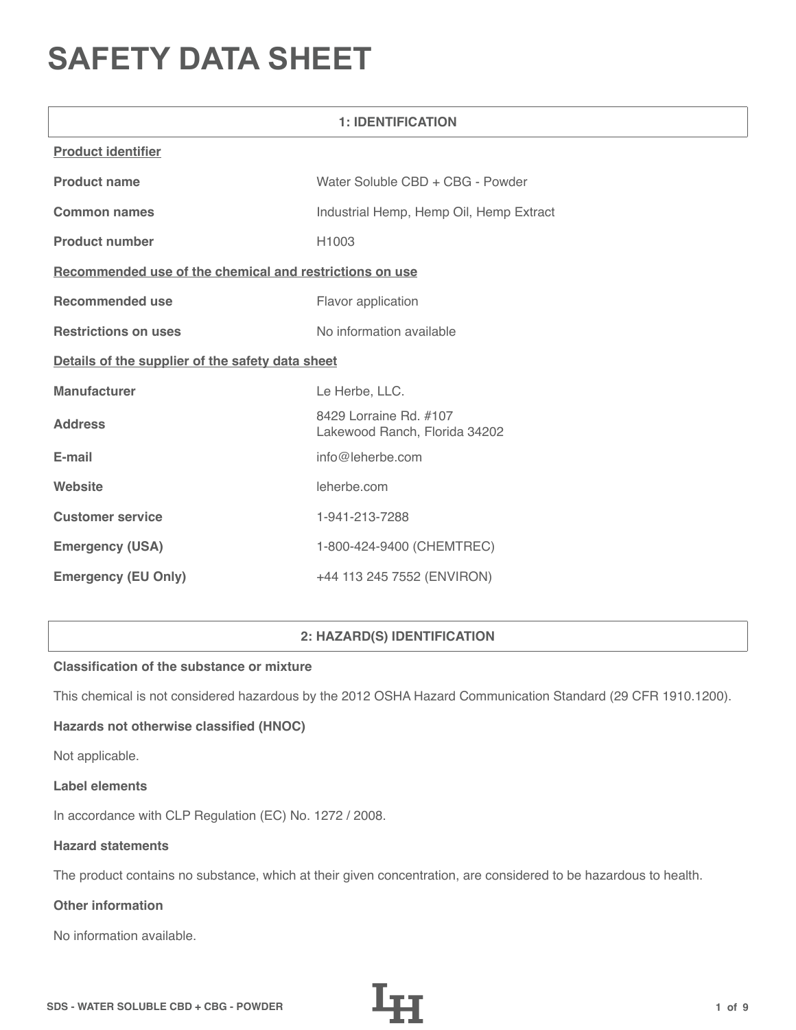# SAFETY DATA SHEET

## 1: IDENTIFICATION

**Product identifier**

| | |
|---|---|
| **Product name** | Water Soluble CBD + CBG - Powder |
| **Common names** | Industrial Hemp, Hemp Oil, Hemp Extract |
| **Product number** | H1003 |

**Recommended use of the chemical and restrictions on use**

| | |
|---|---|
| **Recommended use** | Flavor application |
| **Restrictions on uses** | No information available |

**Details of the supplier of the safety data sheet**

| | |
|---|---|
| **Manufacturer** | Le Herbe, LLC. |
| **Address** | 8429 Lorraine Rd. #107<br>Lakewood Ranch, Florida 34202 |
| **E-mail** | info@leherbe.com |
| **Website** | leherbe.com |
| **Customer service** | 1-941-213-7288 |
| **Emergency (USA)** | 1-800-424-9400 (CHEMTREC) |
| **Emergency (EU Only)** | +44 113 245 7552 (ENVIRON) |

## 2: HAZARD(S) IDENTIFICATION

**Classification of the substance or mixture**

This chemical is not considered hazardous by the 2012 OSHA Hazard Communication Standard (29 CFR 1910.1200).

**Hazards not otherwise classified (HNOC)**

Not applicable.

**Label elements**

In accordance with CLP Regulation (EC) No. 1272 / 2008.

**Hazard statements**

The product contains no substance, which at their given concentration, are considered to be hazardous to health.

**Other information**

No information available.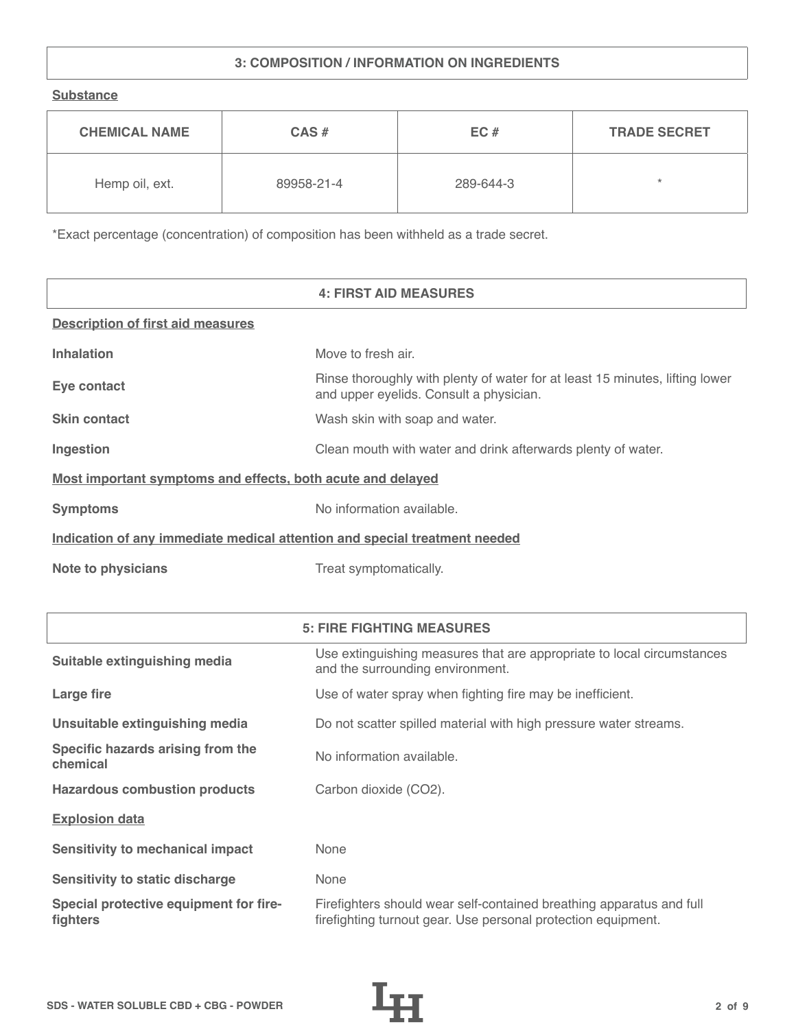## 3: COMPOSITION / INFORMATION ON INGREDIENTS

**Substance**

| CHEMICAL NAME | CAS # | EC # | TRADE SECRET |
|---|---|---|---|
| Hemp oil, ext. | 89958-21-4 | 289-644-3 | * |

*Exact percentage (concentration) of composition has been withheld as a trade secret.

## 4: FIRST AID MEASURES

**Description of first aid measures**

| | |
|---|---|
| **Inhalation** | Move to fresh air. |
| **Eye contact** | Rinse thoroughly with plenty of water for at least 15 minutes, lifting lower and upper eyelids. Consult a physician. |
| **Skin contact** | Wash skin with soap and water. |
| **Ingestion** | Clean mouth with water and drink afterwards plenty of water. |

**Most important symptoms and effects, both acute and delayed**

| | |
|---|---|
| **Symptoms** | No information available. |

**Indication of any immediate medical attention and special treatment needed**

| | |
|---|---|
| **Note to physicians** | Treat symptomatically. |

## 5: FIRE FIGHTING MEASURES

| | |
|---|---|
| **Suitable extinguishing media** | Use extinguishing measures that are appropriate to local circumstances and the surrounding environment. |
| **Large fire** | Use of water spray when fighting fire may be inefficient. |
| **Unsuitable extinguishing media** | Do not scatter spilled material with high pressure water streams. |
| **Specific hazards arising from the chemical** | No information available. |
| **Hazardous combustion products** | Carbon dioxide ($CO_2$). |

**Explosion data**

| | |
|---|---|
| **Sensitivity to mechanical impact** | None |
| **Sensitivity to static discharge** | None |
| **Special protective equipment for fire-fighters** | Firefighters should wear self-contained breathing apparatus and full firefighting turnout gear. Use personal protection equipment. |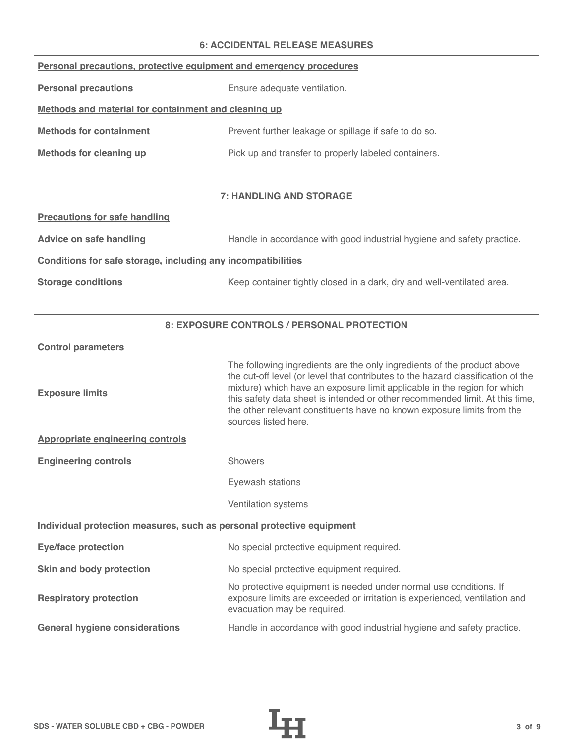## 6: ACCIDENTAL RELEASE MEASURES

**Personal precautions, protective equipment and emergency procedures**

| | |
|---|---|
| **Personal precautions** | Ensure adequate ventilation. |

**Methods and material for containment and cleaning up**

| | |
|---|---|
| **Methods for containment** | Prevent further leakage or spillage if safe to do so. |
| **Methods for cleaning up** | Pick up and transfer to properly labeled containers. |

## 7: HANDLING AND STORAGE

**Precautions for safe handling**

| | |
|---|---|
| **Advice on safe handling** | Handle in accordance with good industrial hygiene and safety practice. |

**Conditions for safe storage, including any incompatibilities**

| | |
|---|---|
| **Storage conditions** | Keep container tightly closed in a dark, dry and well-ventilated area. |

## 8: EXPOSURE CONTROLS / PERSONAL PROTECTION

**Control parameters**

| | |
|---|---|
| **Exposure limits** | The following ingredients are the only ingredients of the product above the cut-off level (or level that contributes to the hazard classification of the mixture) which have an exposure limit applicable in the region for which this safety data sheet is intended or other recommended limit. At this time, the other relevant constituents have no known exposure limits from the sources listed here. |

**Appropriate engineering controls**

| | |
|---|---|
| **Engineering controls** | Showers |
| | Eyewash stations |
| | Ventilation systems |

**Individual protection measures, such as personal protective equipment**

| | |
|---|---|
| **Eye/face protection** | No special protective equipment required. |
| **Skin and body protection** | No special protective equipment required. |
| **Respiratory protection** | No protective equipment is needed under normal use conditions. If exposure limits are exceeded or irritation is experienced, ventilation and evacuation may be required. |
| **General hygiene considerations** | Handle in accordance with good industrial hygiene and safety practice. |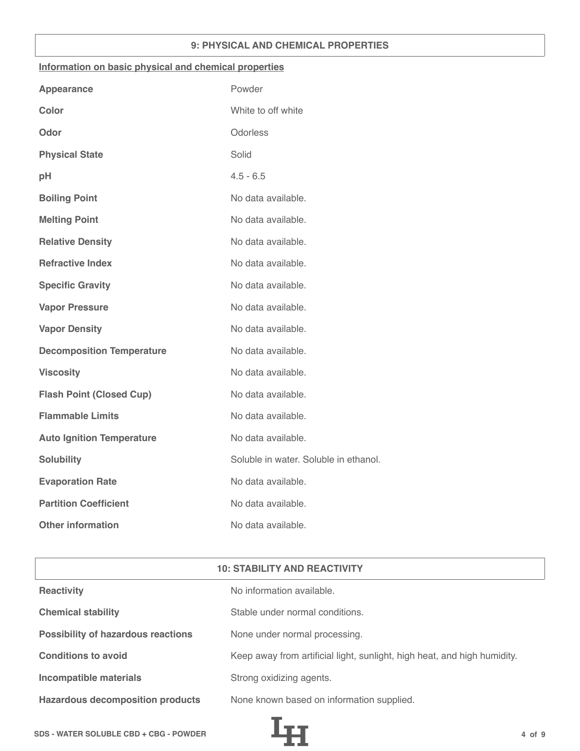## 9: PHYSICAL AND CHEMICAL PROPERTIES

**Information on basic physical and chemical properties**

| | |
|---|---|
| **Appearance** | Powder |
| **Color** | White to off white |
| **Odor** | Odorless |
| **Physical State** | Solid |
| **pH** | 4.5 - 6.5 |
| **Boiling Point** | No data available. |
| **Melting Point** | No data available. |
| **Relative Density** | No data available. |
| **Refractive Index** | No data available. |
| **Specific Gravity** | No data available. |
| **Vapor Pressure** | No data available. |
| **Vapor Density** | No data available. |
| **Decomposition Temperature** | No data available. |
| **Viscosity** | No data available. |
| **Flash Point (Closed Cup)** | No data available. |
| **Flammable Limits** | No data available. |
| **Auto Ignition Temperature** | No data available. |
| **Solubility** | Soluble in water. Soluble in ethanol. |
| **Evaporation Rate** | No data available. |
| **Partition Coefficient** | No data available. |
| **Other information** | No data available. |

## 10: STABILITY AND REACTIVITY

| | |
|---|---|
| **Reactivity** | No information available. |
| **Chemical stability** | Stable under normal conditions. |
| **Possibility of hazardous reactions** | None under normal processing. |
| **Conditions to avoid** | Keep away from artificial light, sunlight, high heat, and high humidity. |
| **Incompatible materials** | Strong oxidizing agents. |
| **Hazardous decomposition products** | None known based on information supplied. |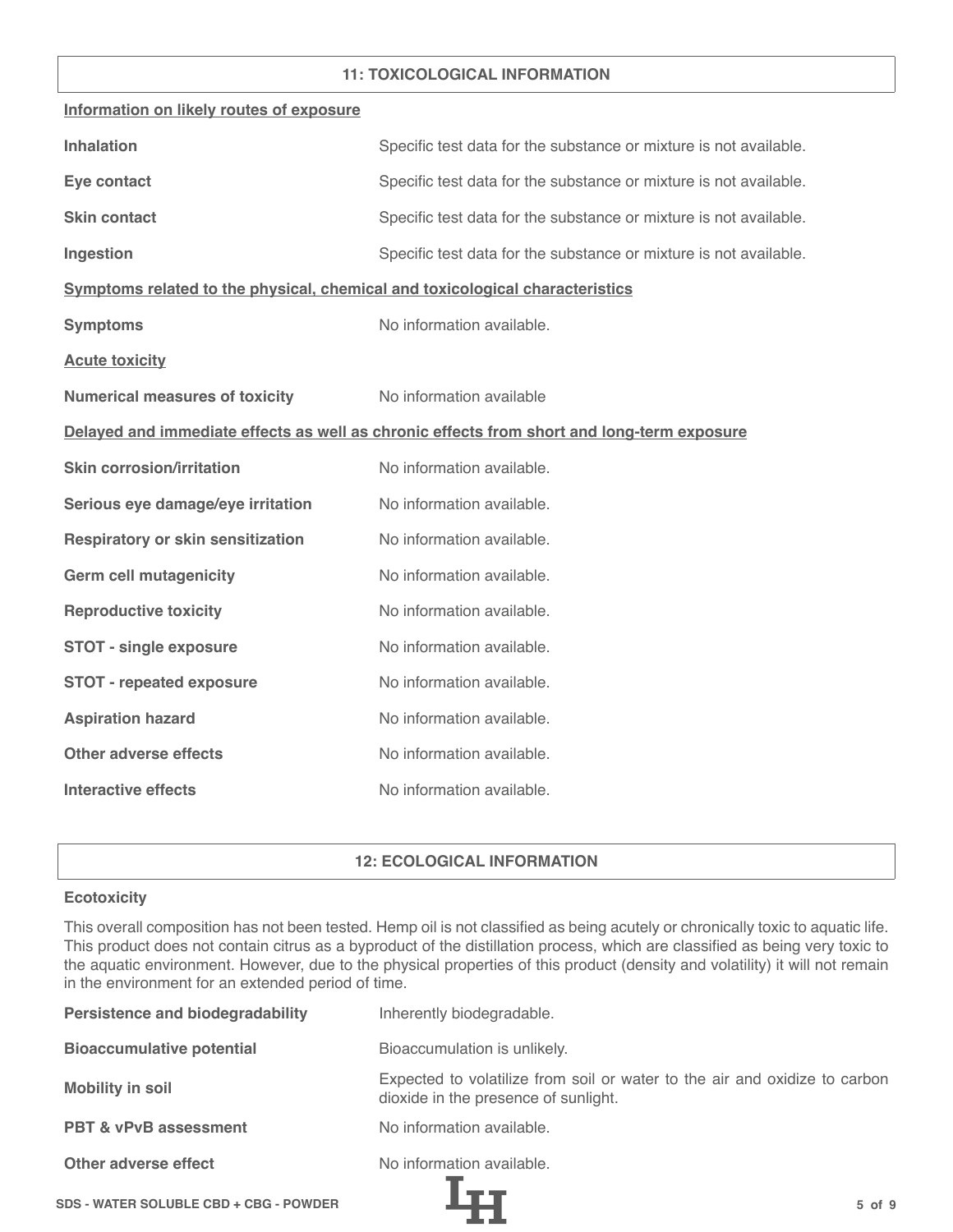## 11: TOXICOLOGICAL INFORMATION

**Information on likely routes of exposure**

| | |
|---|---|
| **Inhalation** | Specific test data for the substance or mixture is not available. |
| **Eye contact** | Specific test data for the substance or mixture is not available. |
| **Skin contact** | Specific test data for the substance or mixture is not available. |
| **Ingestion** | Specific test data for the substance or mixture is not available. |

**Symptoms related to the physical, chemical and toxicological characteristics**

| | |
|---|---|
| **Symptoms** | No information available. |

**Acute toxicity**

| | |
|---|---|
| **Numerical measures of toxicity** | No information available |

**Delayed and immediate effects as well as chronic effects from short and long-term exposure**

| | |
|---|---|
| **Skin corrosion/irritation** | No information available. |
| **Serious eye damage/eye irritation** | No information available. |
| **Respiratory or skin sensitization** | No information available. |
| **Germ cell mutagenicity** | No information available. |
| **Reproductive toxicity** | No information available. |
| **STOT - single exposure** | No information available. |
| **STOT - repeated exposure** | No information available. |
| **Aspiration hazard** | No information available. |
| **Other adverse effects** | No information available. |
| **Interactive effects** | No information available. |

## 12: ECOLOGICAL INFORMATION

**Ecotoxicity**

This overall composition has not been tested. Hemp oil is not classified as being acutely or chronically toxic to aquatic life. This product does not contain citrus as a byproduct of the distillation process, which are classified as being very toxic to the aquatic environment. However, due to the physical properties of this product (density and volatility) it will not remain in the environment for an extended period of time.

| | |
|---|---|
| **Persistence and biodegradability** | Inherently biodegradable. |
| **Bioaccumulative potential** | Bioaccumulation is unlikely. |
| **Mobility in soil** | Expected to volatilize from soil or water to the air and oxidize to carbon dioxide in the presence of sunlight. |
| **PBT & vPvB assessment** | No information available. |
| **Other adverse effect** | No information available. |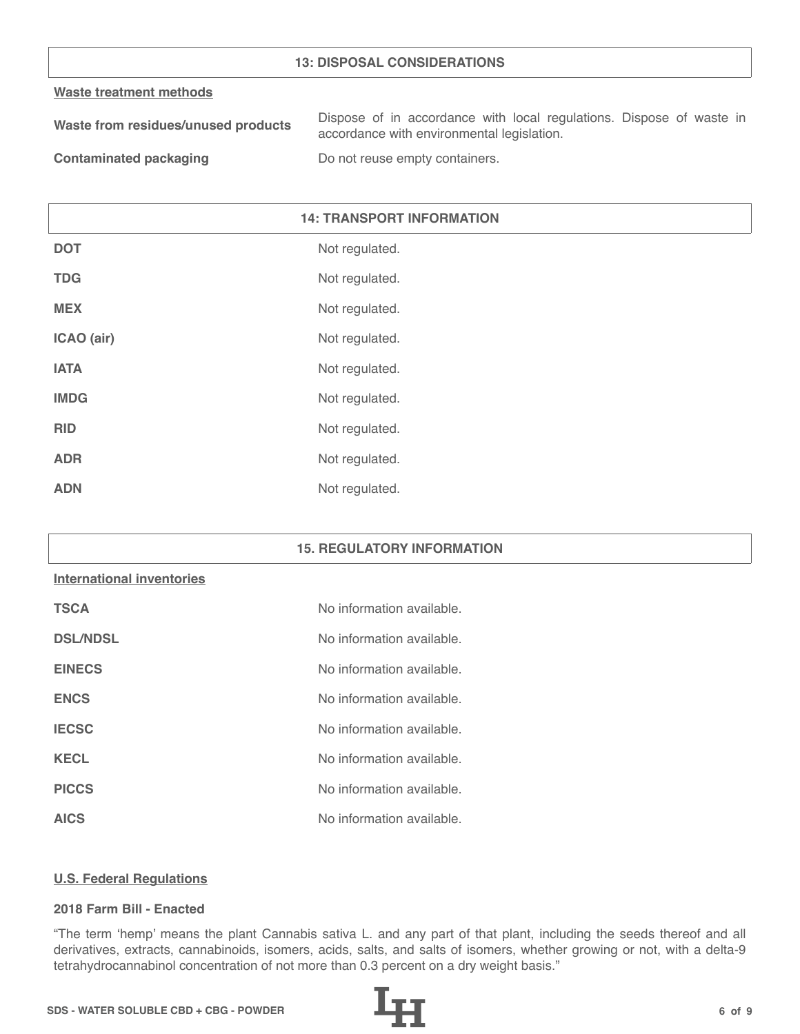## 13: DISPOSAL CONSIDERATIONS

**Waste treatment methods**

| | |
|---|---|
| **Waste from residues/unused products** | Dispose of in accordance with local regulations. Dispose of waste in accordance with environmental legislation. |
| **Contaminated packaging** | Do not reuse empty containers. |

## 14: TRANSPORT INFORMATION

| | |
|---|---|
| **DOT** | Not regulated. |
| **TDG** | Not regulated. |
| **MEX** | Not regulated. |
| **ICAO (air)** | Not regulated. |
| **IATA** | Not regulated. |
| **IMDG** | Not regulated. |
| **RID** | Not regulated. |
| **ADR** | Not regulated. |
| **ADN** | Not regulated. |

## 15. REGULATORY INFORMATION

**International inventories**

| | |
|---|---|
| **TSCA** | No information available. |
| **DSL/NDSL** | No information available. |
| **EINECS** | No information available. |
| **ENCS** | No information available. |
| **IECSC** | No information available. |
| **KECL** | No information available. |
| **PICCS** | No information available. |
| **AICS** | No information available. |

**U.S. Federal Regulations**

**2018 Farm Bill - Enacted**

"The term 'hemp' means the plant Cannabis sativa L. and any part of that plant, including the seeds thereof and all derivatives, extracts, cannabinoids, isomers, acids, salts, and salts of isomers, whether growing or not, with a delta-9 tetrahydrocannabinol concentration of not more than 0.3 percent on a dry weight basis."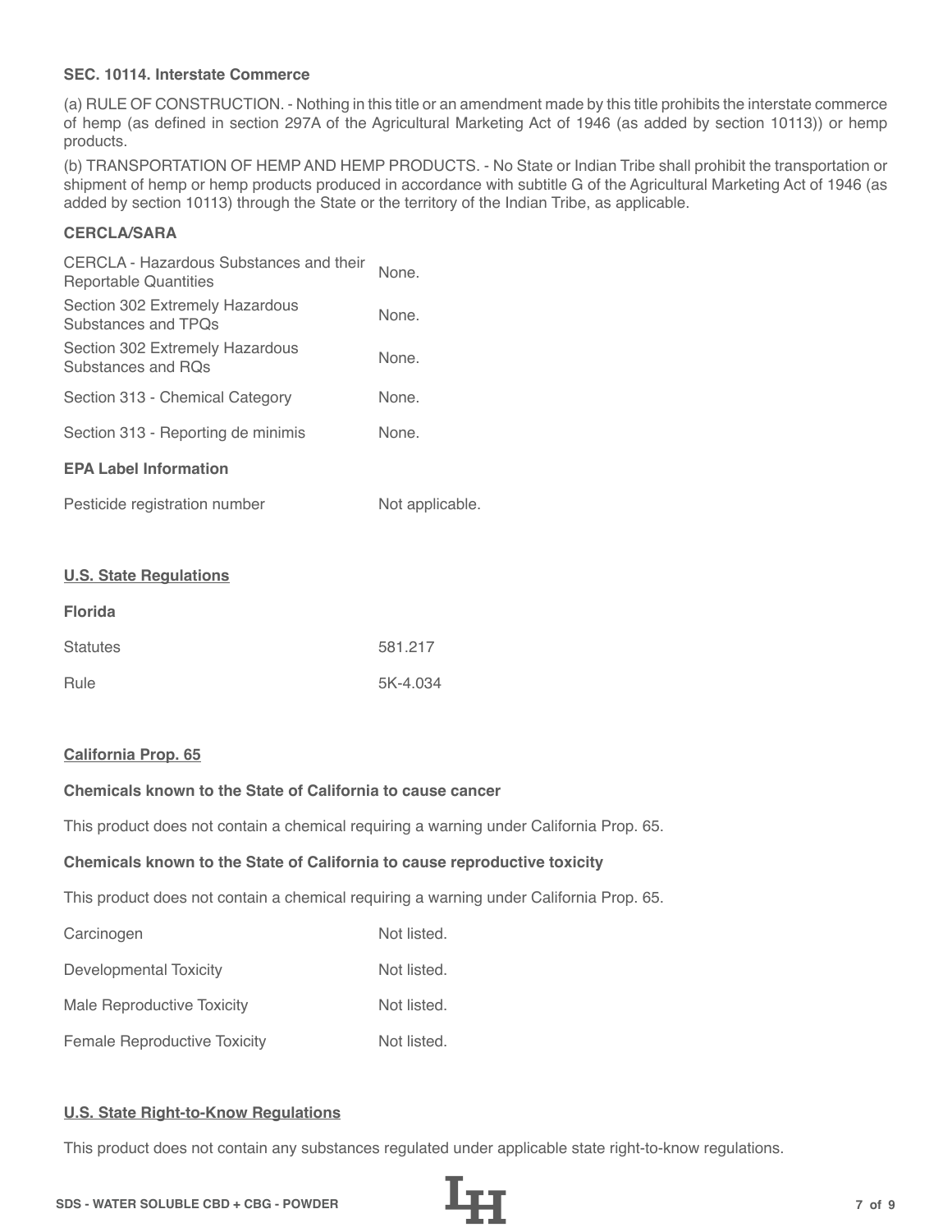**SEC. 10114. Interstate Commerce**

(a) RULE OF CONSTRUCTION. - Nothing in this title or an amendment made by this title prohibits the interstate commerce of hemp (as defined in section 297A of the Agricultural Marketing Act of 1946 (as added by section 10113)) or hemp products.

(b) TRANSPORTATION OF HEMP AND HEMP PRODUCTS. - No State or Indian Tribe shall prohibit the transportation or shipment of hemp or hemp products produced in accordance with subtitle G of the Agricultural Marketing Act of 1946 (as added by section 10113) through the State or the territory of the Indian Tribe, as applicable.

**CERCLA/SARA**

| | |
|---|---|
| CERCLA - Hazardous Substances and their Reportable Quantities | None. |
| Section 302 Extremely Hazardous Substances and TPQs | None. |
| Section 302 Extremely Hazardous Substances and RQs | None. |
| Section 313 - Chemical Category | None. |
| Section 313 - Reporting de minimis | None. |

**EPA Label Information**

| | |
|---|---|
| Pesticide registration number | Not applicable. |

**U.S. State Regulations**

**Florida**

| | |
|---|---|
| Statutes | 581.217 |
| Rule | 5K-4.034 |

**California Prop. 65**

**Chemicals known to the State of California to cause cancer**

This product does not contain a chemical requiring a warning under California Prop. 65.

**Chemicals known to the State of California to cause reproductive toxicity**

This product does not contain a chemical requiring a warning under California Prop. 65.

| | |
|---|---|
| Carcinogen | Not listed. |
| Developmental Toxicity | Not listed. |
| Male Reproductive Toxicity | Not listed. |
| Female Reproductive Toxicity | Not listed. |

**U.S. State Right-to-Know Regulations**

This product does not contain any substances regulated under applicable state right-to-know regulations.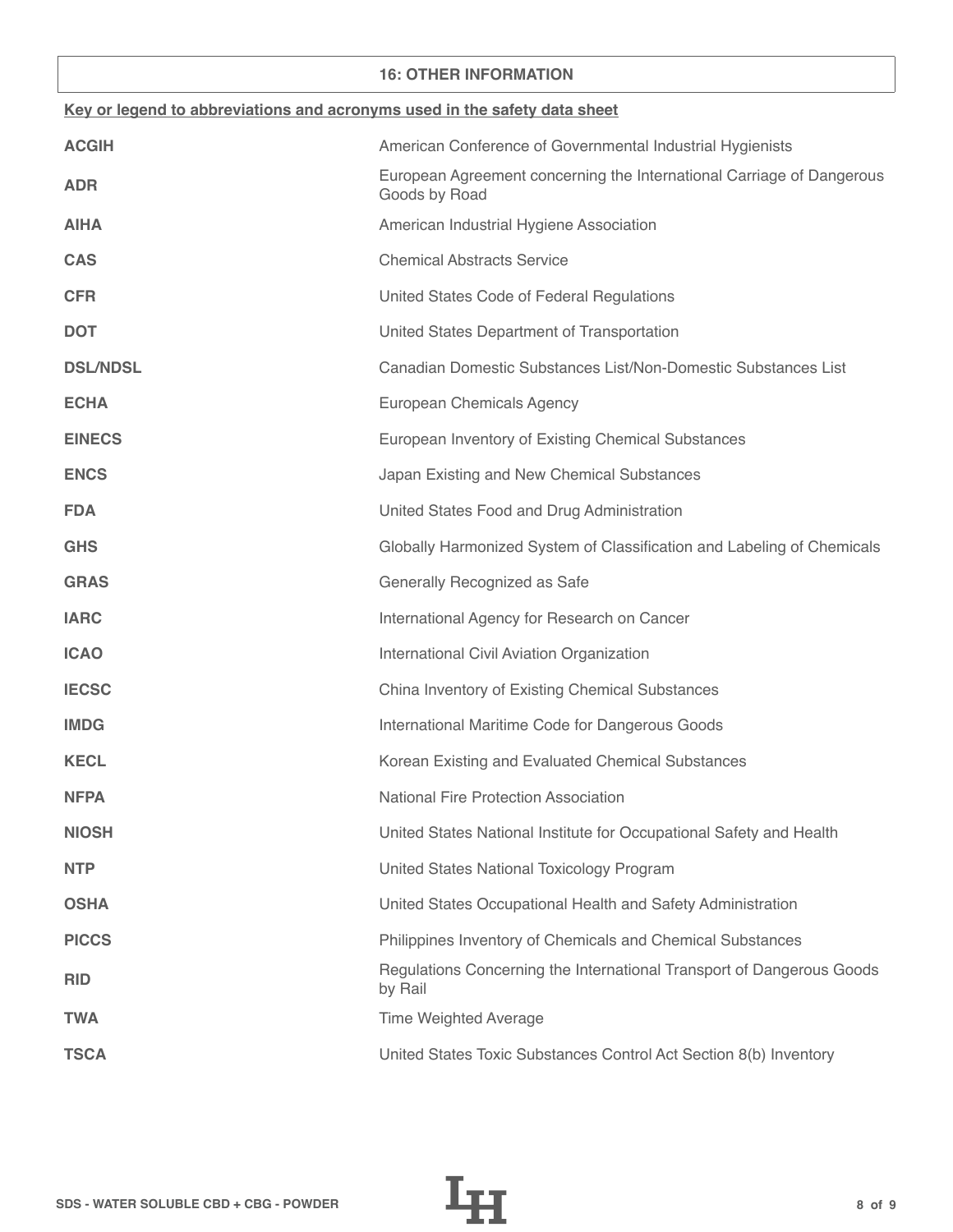## 16: OTHER INFORMATION

**Key or legend to abbreviations and acronyms used in the safety data sheet**

| | |
|---|---|
| **ACGIH** | American Conference of Governmental Industrial Hygienists |
| **ADR** | European Agreement concerning the International Carriage of Dangerous Goods by Road |
| **AIHA** | American Industrial Hygiene Association |
| **CAS** | Chemical Abstracts Service |
| **CFR** | United States Code of Federal Regulations |
| **DOT** | United States Department of Transportation |
| **DSL/NDSL** | Canadian Domestic Substances List/Non-Domestic Substances List |
| **ECHA** | European Chemicals Agency |
| **EINECS** | European Inventory of Existing Chemical Substances |
| **ENCS** | Japan Existing and New Chemical Substances |
| **FDA** | United States Food and Drug Administration |
| **GHS** | Globally Harmonized System of Classification and Labeling of Chemicals |
| **GRAS** | Generally Recognized as Safe |
| **IARC** | International Agency for Research on Cancer |
| **ICAO** | International Civil Aviation Organization |
| **IECSC** | China Inventory of Existing Chemical Substances |
| **IMDG** | International Maritime Code for Dangerous Goods |
| **KECL** | Korean Existing and Evaluated Chemical Substances |
| **NFPA** | National Fire Protection Association |
| **NIOSH** | United States National Institute for Occupational Safety and Health |
| **NTP** | United States National Toxicology Program |
| **OSHA** | United States Occupational Health and Safety Administration |
| **PICCS** | Philippines Inventory of Chemicals and Chemical Substances |
| **RID** | Regulations Concerning the International Transport of Dangerous Goods by Rail |
| **TWA** | Time Weighted Average |
| **TSCA** | United States Toxic Substances Control Act Section 8(b) Inventory |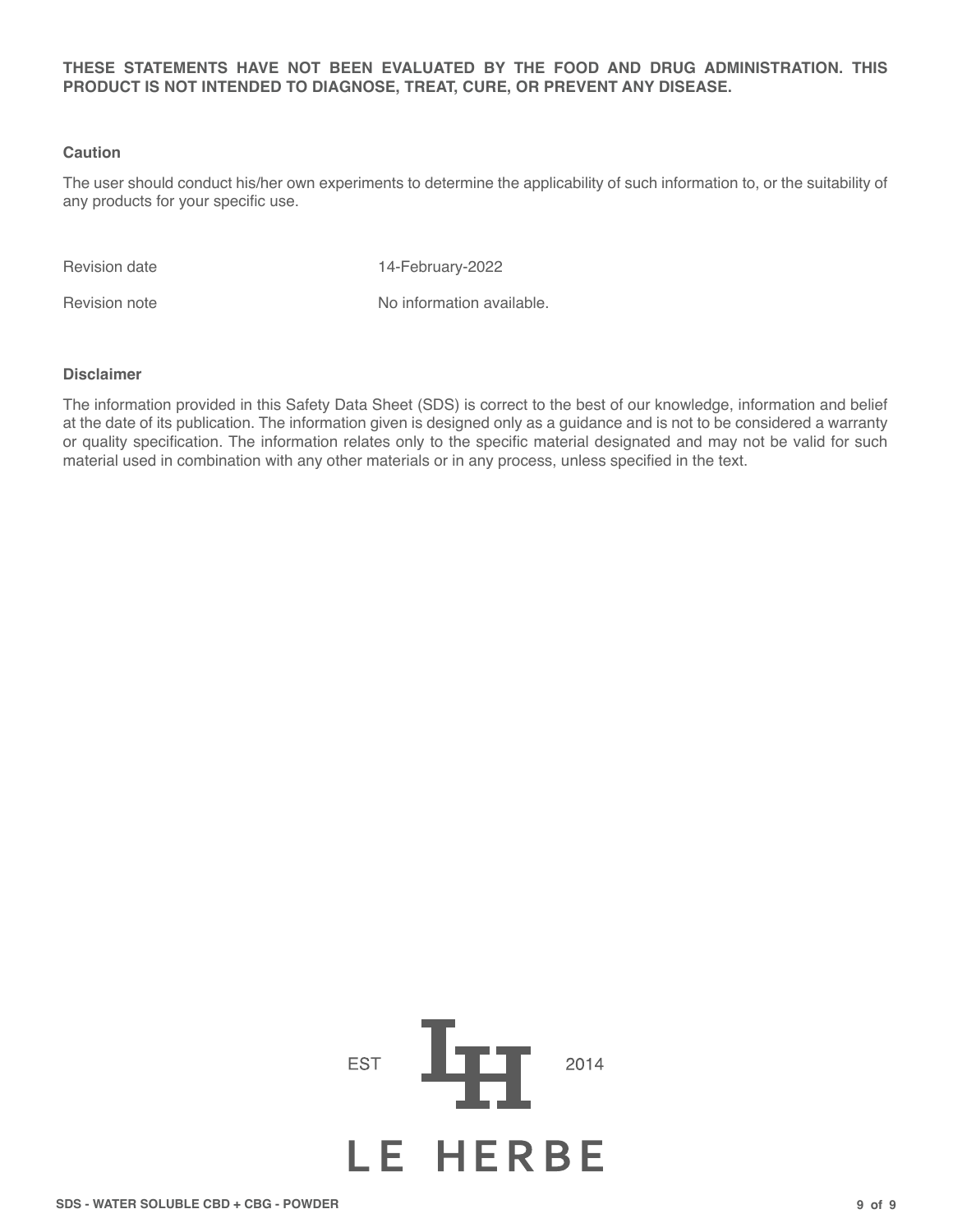**THESE STATEMENTS HAVE NOT BEEN EVALUATED BY THE FOOD AND DRUG ADMINISTRATION. THIS PRODUCT IS NOT INTENDED TO DIAGNOSE, TREAT, CURE, OR PREVENT ANY DISEASE.**

**Caution**

The user should conduct his/her own experiments to determine the applicability of such information to, or the suitability of any products for your specific use.

| | |
|---|---|
| Revision date | 14-February-2022 |
| Revision note | No information available. |

**Disclaimer**

The information provided in this Safety Data Sheet (SDS) is correct to the best of our knowledge, information and belief at the date of its publication. The information given is designed only as a guidance and is not to be considered a warranty or quality specification. The information relates only to the specific material designated and may not be valid for such material used in combination with any other materials or in any process, unless specified in the text.

EST LH 2014

LE HERBE